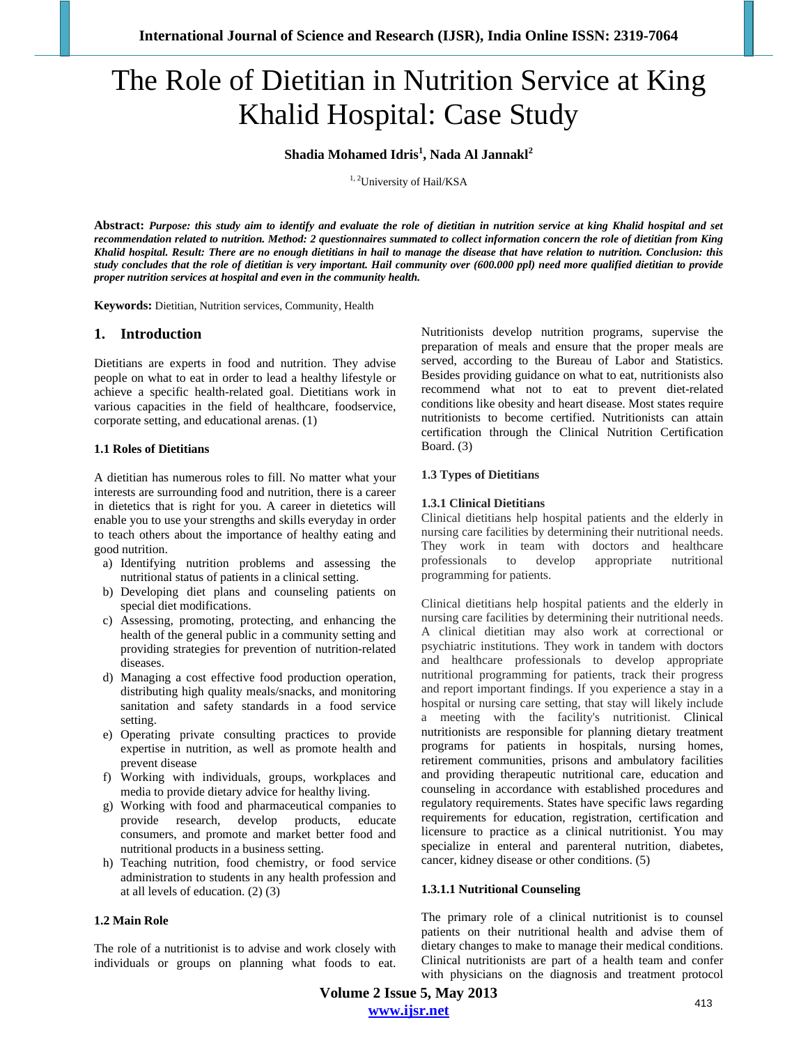# The Role of Dietitian in Nutrition Service at King Khalid Hospital: Case Study

**Shadia Mohamed Idris[1], Nada Al Jannakl[2]**

[1, 2]University of Hail/KSA

**Abstract:** ***Purpose: this study aim to identify and evaluate the role of dietitian in nutrition service at king Khalid hospital and set recommendation related to nutrition. Method: 2 questionnaires summated to collect information concern the role of dietitian from King Khalid hospital. Result: There are no enough dietitians in hail to manage the disease that have relation to nutrition. Conclusion: this study concludes that the role of dietitian is very important. Hail community over (600.000 ppl) need more qualified dietitian to provide proper nutrition services at hospital and even in the community health.***

**Keywords:** Dietitian, Nutrition services, Community, Health

## 1. Introduction

Dietitians are experts in food and nutrition. They advise people on what to eat in order to lead a healthy lifestyle or achieve a specific health-related goal. Dietitians work in various capacities in the field of healthcare, foodservice, corporate setting, and educational arenas. (1)

### 1.1 Roles of Dietitians

A dietitian has numerous roles to fill. No matter what your interests are surrounding food and nutrition, there is a career in dietetics that is right for you. A career in dietetics will enable you to use your strengths and skills everyday in order to teach others about the importance of healthy eating and good nutrition.

a) Identifying nutrition problems and assessing the nutritional status of patients in a clinical setting.
b) Developing diet plans and counseling patients on special diet modifications.
c) Assessing, promoting, protecting, and enhancing the health of the general public in a community setting and providing strategies for prevention of nutrition-related diseases.
d) Managing a cost effective food production operation, distributing high quality meals/snacks, and monitoring sanitation and safety standards in a food service setting.
e) Operating private consulting practices to provide expertise in nutrition, as well as promote health and prevent disease
f) Working with individuals, groups, workplaces and media to provide dietary advice for healthy living.
g) Working with food and pharmaceutical companies to provide research, develop products, educate consumers, and promote and market better food and nutritional products in a business setting.
h) Teaching nutrition, food chemistry, or food service administration to students in any health profession and at all levels of education. (2) (3)

### 1.2 Main Role

The role of a nutritionist is to advise and work closely with individuals or groups on planning what foods to eat. Nutritionists develop nutrition programs, supervise the preparation of meals and ensure that the proper meals are served, according to the Bureau of Labor and Statistics. Besides providing guidance on what to eat, nutritionists also recommend what not to eat to prevent diet-related conditions like obesity and heart disease. Most states require nutritionists to become certified. Nutritionists can attain certification through the Clinical Nutrition Certification Board. (3)

### 1.3 Types of Dietitians

#### 1.3.1 Clinical Dietitians

Clinical dietitians help hospital patients and the elderly in nursing care facilities by determining their nutritional needs. They work in team with doctors and healthcare professionals to develop appropriate nutritional programming for patients.

Clinical dietitians help hospital patients and the elderly in nursing care facilities by determining their nutritional needs. A clinical dietitian may also work at correctional or psychiatric institutions. They work in tandem with doctors and healthcare professionals to develop appropriate nutritional programming for patients, track their progress and report important findings. If you experience a stay in a hospital or nursing care setting, that stay will likely include a meeting with the facility's nutritionist. Clinical nutritionists are responsible for planning dietary treatment programs for patients in hospitals, nursing homes, retirement communities, prisons and ambulatory facilities and providing therapeutic nutritional care, education and counseling in accordance with established procedures and regulatory requirements. States have specific laws regarding requirements for education, registration, certification and licensure to practice as a clinical nutritionist. You may specialize in enteral and parenteral nutrition, diabetes, cancer, kidney disease or other conditions. (5)

##### 1.3.1.1 Nutritional Counseling

The primary role of a clinical nutritionist is to counsel patients on their nutritional health and advise them of dietary changes to make to manage their medical conditions. Clinical nutritionists are part of a health team and confer with physicians on the diagnosis and treatment protocol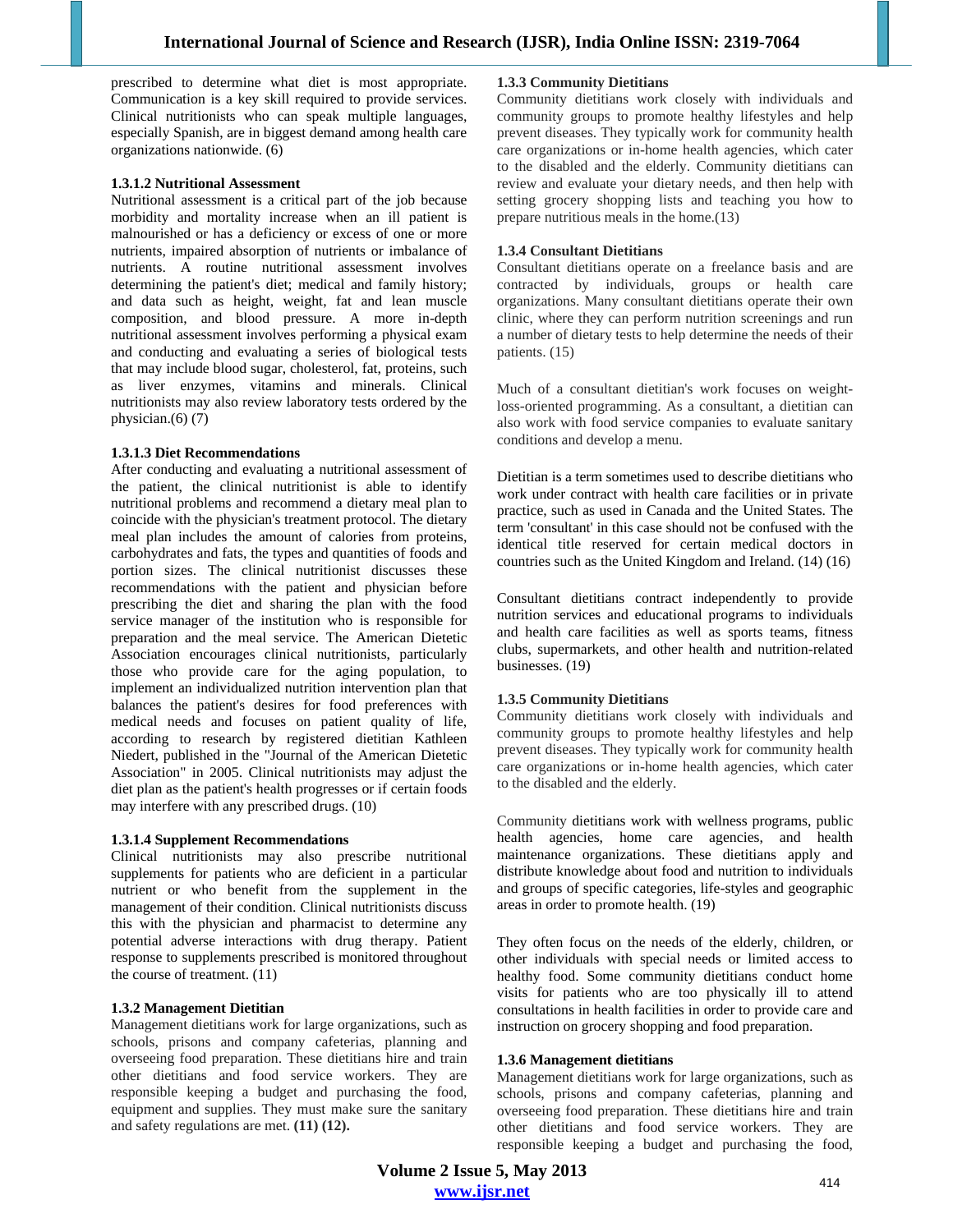prescribed to determine what diet is most appropriate. Communication is a key skill required to provide services. Clinical nutritionists who can speak multiple languages, especially Spanish, are in biggest demand among health care organizations nationwide. (6)

#### 1.3.1.2 Nutritional Assessment

Nutritional assessment is a critical part of the job because morbidity and mortality increase when an ill patient is malnourished or has a deficiency or excess of one or more nutrients, impaired absorption of nutrients or imbalance of nutrients. A routine nutritional assessment involves determining the patient's diet; medical and family history; and data such as height, weight, fat and lean muscle composition, and blood pressure. A more in-depth nutritional assessment involves performing a physical exam and conducting and evaluating a series of biological tests that may include blood sugar, cholesterol, fat, proteins, such as liver enzymes, vitamins and minerals. Clinical nutritionists may also review laboratory tests ordered by the physician.(6) (7)

#### 1.3.1.3 Diet Recommendations

After conducting and evaluating a nutritional assessment of the patient, the clinical nutritionist is able to identify nutritional problems and recommend a dietary meal plan to coincide with the physician's treatment protocol. The dietary meal plan includes the amount of calories from proteins, carbohydrates and fats, the types and quantities of foods and portion sizes. The clinical nutritionist discusses these recommendations with the patient and physician before prescribing the diet and sharing the plan with the food service manager of the institution who is responsible for preparation and the meal service. The American Dietetic Association encourages clinical nutritionists, particularly those who provide care for the aging population, to implement an individualized nutrition intervention plan that balances the patient's desires for food preferences with medical needs and focuses on patient quality of life, according to research by registered dietitian Kathleen Niedert, published in the "Journal of the American Dietetic Association" in 2005. Clinical nutritionists may adjust the diet plan as the patient's health progresses or if certain foods may interfere with any prescribed drugs. (10)

#### 1.3.1.4 Supplement Recommendations

Clinical nutritionists may also prescribe nutritional supplements for patients who are deficient in a particular nutrient or who benefit from the supplement in the management of their condition. Clinical nutritionists discuss this with the physician and pharmacist to determine any potential adverse interactions with drug therapy. Patient response to supplements prescribed is monitored throughout the course of treatment. (11)

### 1.3.2 Management Dietitian

Management dietitians work for large organizations, such as schools, prisons and company cafeterias, planning and overseeing food preparation. These dietitians hire and train other dietitians and food service workers. They are responsible keeping a budget and purchasing the food, equipment and supplies. They must make sure the sanitary and safety regulations are met. **(11) (12).**

### 1.3.3 Community Dietitians

Community dietitians work closely with individuals and community groups to promote healthy lifestyles and help prevent diseases. They typically work for community health care organizations or in-home health agencies, which cater to the disabled and the elderly. Community dietitians can review and evaluate your dietary needs, and then help with setting grocery shopping lists and teaching you how to prepare nutritious meals in the home.(13)

### 1.3.4 Consultant Dietitians

Consultant dietitians operate on a freelance basis and are contracted by individuals, groups or health care organizations. Many consultant dietitians operate their own clinic, where they can perform nutrition screenings and run a number of dietary tests to help determine the needs of their patients. (15)

Much of a consultant dietitian's work focuses on weight-loss-oriented programming. As a consultant, a dietitian can also work with food service companies to evaluate sanitary conditions and develop a menu.

Dietitian is a term sometimes used to describe dietitians who work under contract with health care facilities or in private practice, such as used in Canada and the United States. The term 'consultant' in this case should not be confused with the identical title reserved for certain medical doctors in countries such as the United Kingdom and Ireland. (14) (16)

Consultant dietitians contract independently to provide nutrition services and educational programs to individuals and health care facilities as well as sports teams, fitness clubs, supermarkets, and other health and nutrition-related businesses. (19)

### 1.3.5 Community Dietitians

Community dietitians work closely with individuals and community groups to promote healthy lifestyles and help prevent diseases. They typically work for community health care organizations or in-home health agencies, which cater to the disabled and the elderly.

Community dietitians work with wellness programs, public health agencies, home care agencies, and health maintenance organizations. These dietitians apply and distribute knowledge about food and nutrition to individuals and groups of specific categories, life-styles and geographic areas in order to promote health. (19)

They often focus on the needs of the elderly, children, or other individuals with special needs or limited access to healthy food. Some community dietitians conduct home visits for patients who are too physically ill to attend consultations in health facilities in order to provide care and instruction on grocery shopping and food preparation.

### 1.3.6 Management dietitians

Management dietitians work for large organizations, such as schools, prisons and company cafeterias, planning and overseeing food preparation. These dietitians hire and train other dietitians and food service workers. They are responsible keeping a budget and purchasing the food,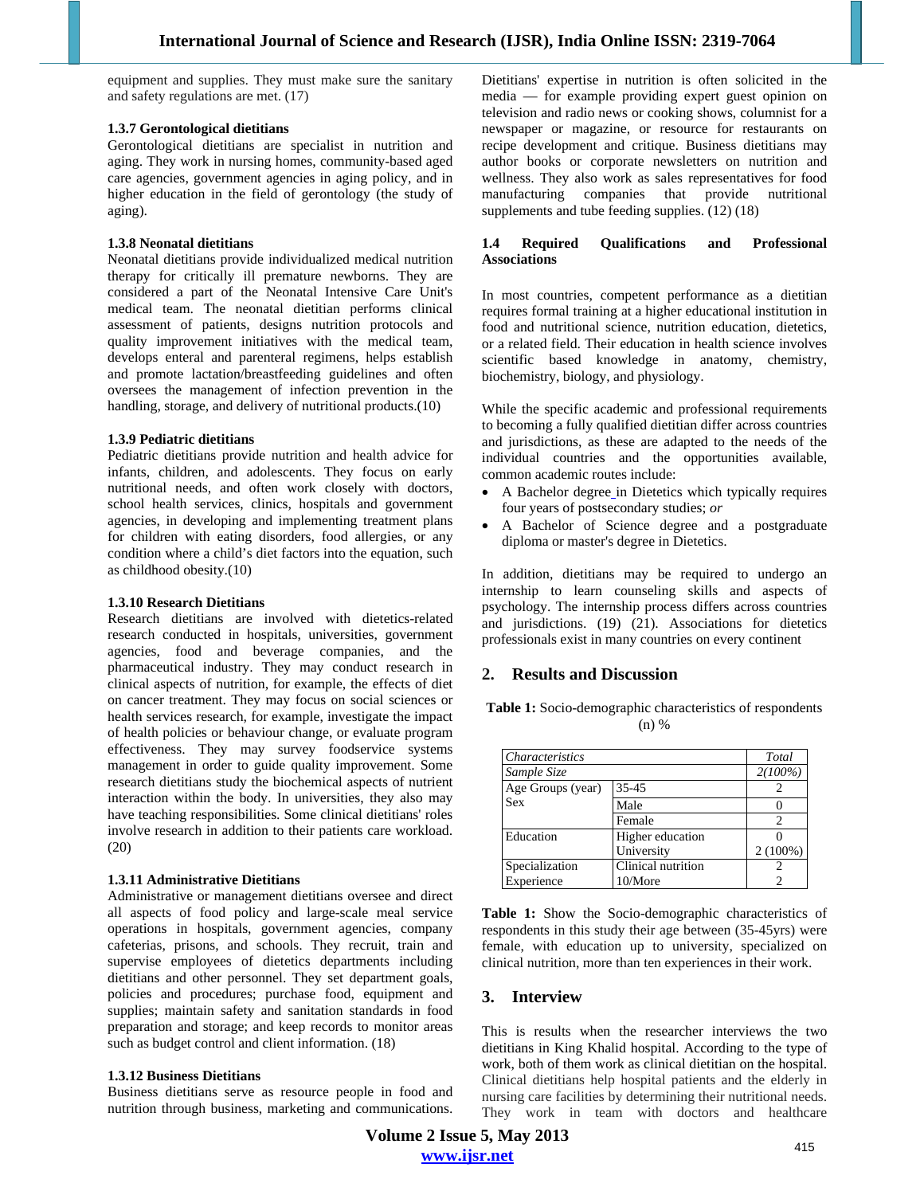equipment and supplies. They must make sure the sanitary and safety regulations are met. (17)

### 1.3.7 Gerontological dietitians

Gerontological dietitians are specialist in nutrition and aging. They work in nursing homes, community-based aged care agencies, government agencies in aging policy, and in higher education in the field of gerontology (the study of aging).

### 1.3.8 Neonatal dietitians

Neonatal dietitians provide individualized medical nutrition therapy for critically ill premature newborns. They are considered a part of the Neonatal Intensive Care Unit's medical team. The neonatal dietitian performs clinical assessment of patients, designs nutrition protocols and quality improvement initiatives with the medical team, develops enteral and parenteral regimens, helps establish and promote lactation/breastfeeding guidelines and often oversees the management of infection prevention in the handling, storage, and delivery of nutritional products.(10)

### 1.3.9 Pediatric dietitians

Pediatric dietitians provide nutrition and health advice for infants, children, and adolescents. They focus on early nutritional needs, and often work closely with doctors, school health services, clinics, hospitals and government agencies, in developing and implementing treatment plans for children with eating disorders, food allergies, or any condition where a child's diet factors into the equation, such as childhood obesity.(10)

### 1.3.10 Research Dietitians

Research dietitians are involved with dietetics-related research conducted in hospitals, universities, government agencies, food and beverage companies, and the pharmaceutical industry. They may conduct research in clinical aspects of nutrition, for example, the effects of diet on cancer treatment. They may focus on social sciences or health services research, for example, investigate the impact of health policies or behaviour change, or evaluate program effectiveness. They may survey foodservice systems management in order to guide quality improvement. Some research dietitians study the biochemical aspects of nutrient interaction within the body. In universities, they also may have teaching responsibilities. Some clinical dietitians' roles involve research in addition to their patients care workload. (20)

### 1.3.11 Administrative Dietitians

Administrative or management dietitians oversee and direct all aspects of food policy and large-scale meal service operations in hospitals, government agencies, company cafeterias, prisons, and schools. They recruit, train and supervise employees of dietetics departments including dietitians and other personnel. They set department goals, policies and procedures; purchase food, equipment and supplies; maintain safety and sanitation standards in food preparation and storage; and keep records to monitor areas such as budget control and client information. (18)

### 1.3.12 Business Dietitians

Business dietitians serve as resource people in food and nutrition through business, marketing and communications. Dietitians' expertise in nutrition is often solicited in the media — for example providing expert guest opinion on television and radio news or cooking shows, columnist for a newspaper or magazine, or resource for restaurants on recipe development and critique. Business dietitians may author books or corporate newsletters on nutrition and wellness. They also work as sales representatives for food manufacturing companies that provide nutritional supplements and tube feeding supplies. (12) (18)

### 1.4 Required Qualifications and Professional Associations

In most countries, competent performance as a dietitian requires formal training at a higher educational institution in food and nutritional science, nutrition education, dietetics, or a related field. Their education in health science involves scientific based knowledge in anatomy, chemistry, biochemistry, biology, and physiology.

While the specific academic and professional requirements to becoming a fully qualified dietitian differ across countries and jurisdictions, as these are adapted to the needs of the individual countries and the opportunities available, common academic routes include:

- A Bachelor degree in Dietetics which typically requires four years of postsecondary studies; *or*
- A Bachelor of Science degree and a postgraduate diploma or master's degree in Dietetics.

In addition, dietitians may be required to undergo an internship to learn counseling skills and aspects of psychology. The internship process differs across countries and jurisdictions. (19) (21). Associations for dietetics professionals exist in many countries on every continent

## 2. Results and Discussion

**Table 1:** Socio-demographic characteristics of respondents (n) %

| *Characteristics* | | *Total* |
|---|---|---|
| *Sample Size* | | *2(100%)* |
| Age Groups (year) | 35-45 | 2 |
| Sex | Male | 0 |
| | Female | 2 |
| Education | Higher education | 0 |
| | University | 2 (100%) |
| Specialization | Clinical nutrition | 2 |
| Experience | 10/More | 2 |

**Table 1:** Show the Socio-demographic characteristics of respondents in this study their age between (35-45yrs) were female, with education up to university, specialized on clinical nutrition, more than ten experiences in their work.

## 3. Interview

This is results when the researcher interviews the two dietitians in King Khalid hospital. According to the type of work, both of them work as clinical dietitian on the hospital. Clinical dietitians help hospital patients and the elderly in nursing care facilities by determining their nutritional needs. They work in team with doctors and healthcare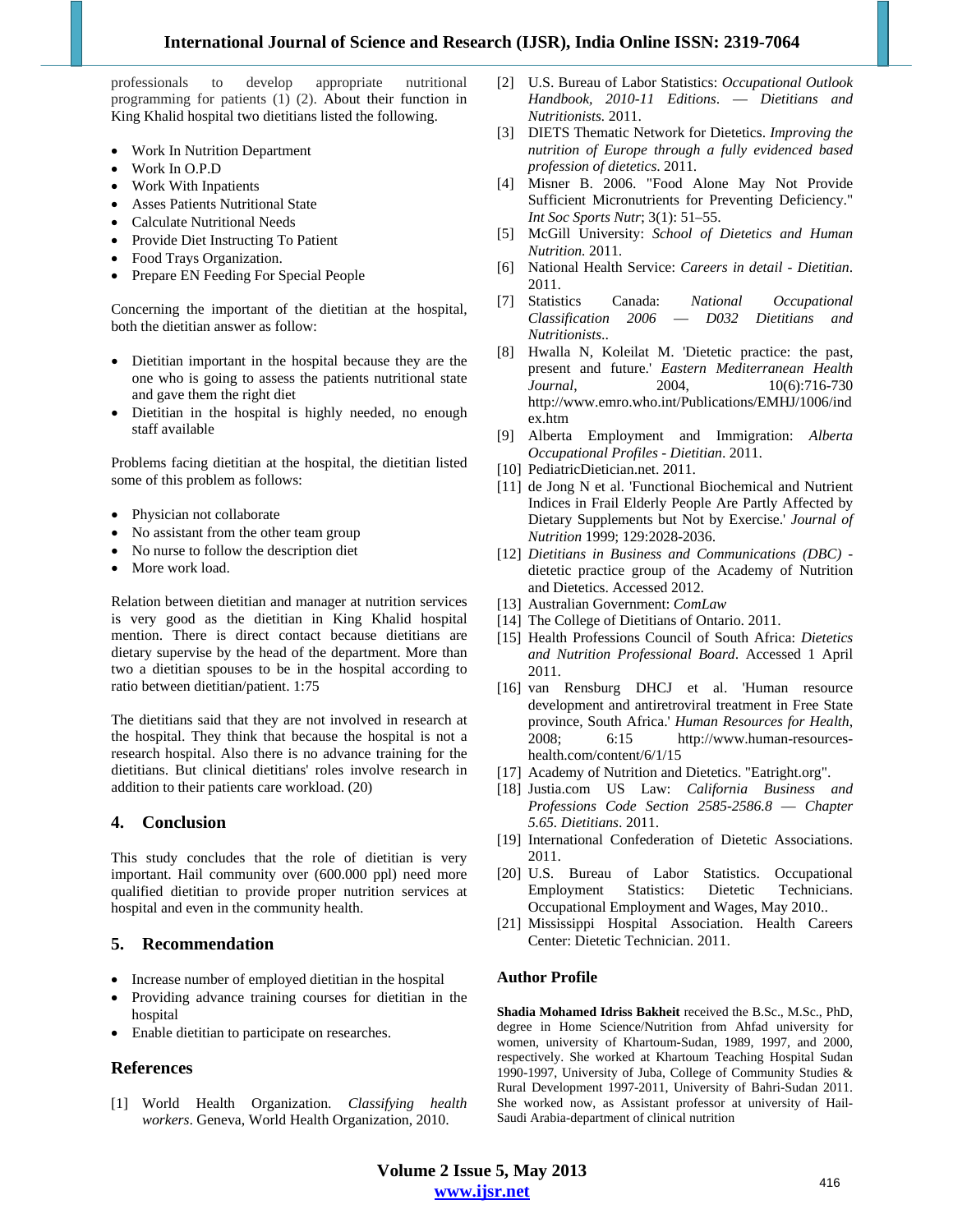professionals to develop appropriate nutritional programming for patients (1) (2). About their function in King Khalid hospital two dietitians listed the following.

- Work In Nutrition Department
- Work In O.P.D
- Work With Inpatients
- Asses Patients Nutritional State
- Calculate Nutritional Needs
- Provide Diet Instructing To Patient
- Food Trays Organization.
- Prepare EN Feeding For Special People

Concerning the important of the dietitian at the hospital, both the dietitian answer as follow:

- Dietitian important in the hospital because they are the one who is going to assess the patients nutritional state and gave them the right diet
- Dietitian in the hospital is highly needed, no enough staff available

Problems facing dietitian at the hospital, the dietitian listed some of this problem as follows:

- Physician not collaborate
- No assistant from the other team group
- No nurse to follow the description diet
- More work load.

Relation between dietitian and manager at nutrition services is very good as the dietitian in King Khalid hospital mention. There is direct contact because dietitians are dietary supervise by the head of the department. More than two a dietitian spouses to be in the hospital according to ratio between dietitian/patient. 1:75

The dietitians said that they are not involved in research at the hospital. They think that because the hospital is not a research hospital. Also there is no advance training for the dietitians. But clinical dietitians' roles involve research in addition to their patients care workload. (20)

## 4. Conclusion

This study concludes that the role of dietitian is very important. Hail community over (600.000 ppl) need more qualified dietitian to provide proper nutrition services at hospital and even in the community health.

## 5. Recommendation

- Increase number of employed dietitian in the hospital
- Providing advance training courses for dietitian in the hospital
- Enable dietitian to participate on researches.

## References

[1] World Health Organization. *Classifying health workers*. Geneva, World Health Organization, 2010.

[2] U.S. Bureau of Labor Statistics: *Occupational Outlook Handbook, 2010-11 Editions. — Dietitians and Nutritionists.* 2011.

[3] DIETS Thematic Network for Dietetics. *Improving the nutrition of Europe through a fully evidenced based profession of dietetics*. 2011.

[4] Misner B. 2006. "Food Alone May Not Provide Sufficient Micronutrients for Preventing Deficiency." *Int Soc Sports Nutr*; 3(1): 51–55.

[5] McGill University: *School of Dietetics and Human Nutrition.* 2011.

[6] National Health Service: *Careers in detail - Dietitian*. 2011.

[7] Statistics Canada: *National Occupational Classification 2006 — D032 Dietitians and Nutritionists.*.

[8] Hwalla N, Koleilat M. 'Dietetic practice: the past, present and future.' *Eastern Mediterranean Health Journal*, 2004, 10(6):716-730 http://www.emro.who.int/Publications/EMHJ/1006/index.htm

[9] Alberta Employment and Immigration: *Alberta Occupational Profiles - Dietitian*. 2011.

[10] PediatricDietician.net. 2011.

[11] de Jong N et al. 'Functional Biochemical and Nutrient Indices in Frail Elderly People Are Partly Affected by Dietary Supplements but Not by Exercise.' *Journal of Nutrition* 1999; 129:2028-2036.

[12] *Dietitians in Business and Communications (DBC)* - dietetic practice group of the Academy of Nutrition and Dietetics. Accessed 2012.

[13] Australian Government: *ComLaw*

[14] The College of Dietitians of Ontario. 2011.

[15] Health Professions Council of South Africa: *Dietetics and Nutrition Professional Board*. Accessed 1 April 2011.

[16] van Rensburg DHCJ et al. 'Human resource development and antiretroviral treatment in Free State province, South Africa.' *Human Resources for Health*, 2008; 6:15 http://www.human-resources-health.com/content/6/1/15

[17] Academy of Nutrition and Dietetics. "Eatright.org".

[18] Justia.com US Law: *California Business and Professions Code Section 2585-2586.8 — Chapter 5.65. Dietitians*. 2011.

[19] International Confederation of Dietetic Associations. 2011.

[20] U.S. Bureau of Labor Statistics. Occupational Employment Statistics: Dietetic Technicians. Occupational Employment and Wages, May 2010..

[21] Mississippi Hospital Association. Health Careers Center: Dietetic Technician. 2011.

### Author Profile

**Shadia Mohamed Idriss Bakheit** received the B.Sc., M.Sc., PhD, degree in Home Science/Nutrition from Ahfad university for women, university of Khartoum-Sudan, 1989, 1997, and 2000, respectively. She worked at Khartoum Teaching Hospital Sudan 1990-1997, University of Juba, College of Community Studies & Rural Development 1997-2011, University of Bahri-Sudan 2011. She worked now, as Assistant professor at university of Hail-Saudi Arabia-department of clinical nutrition